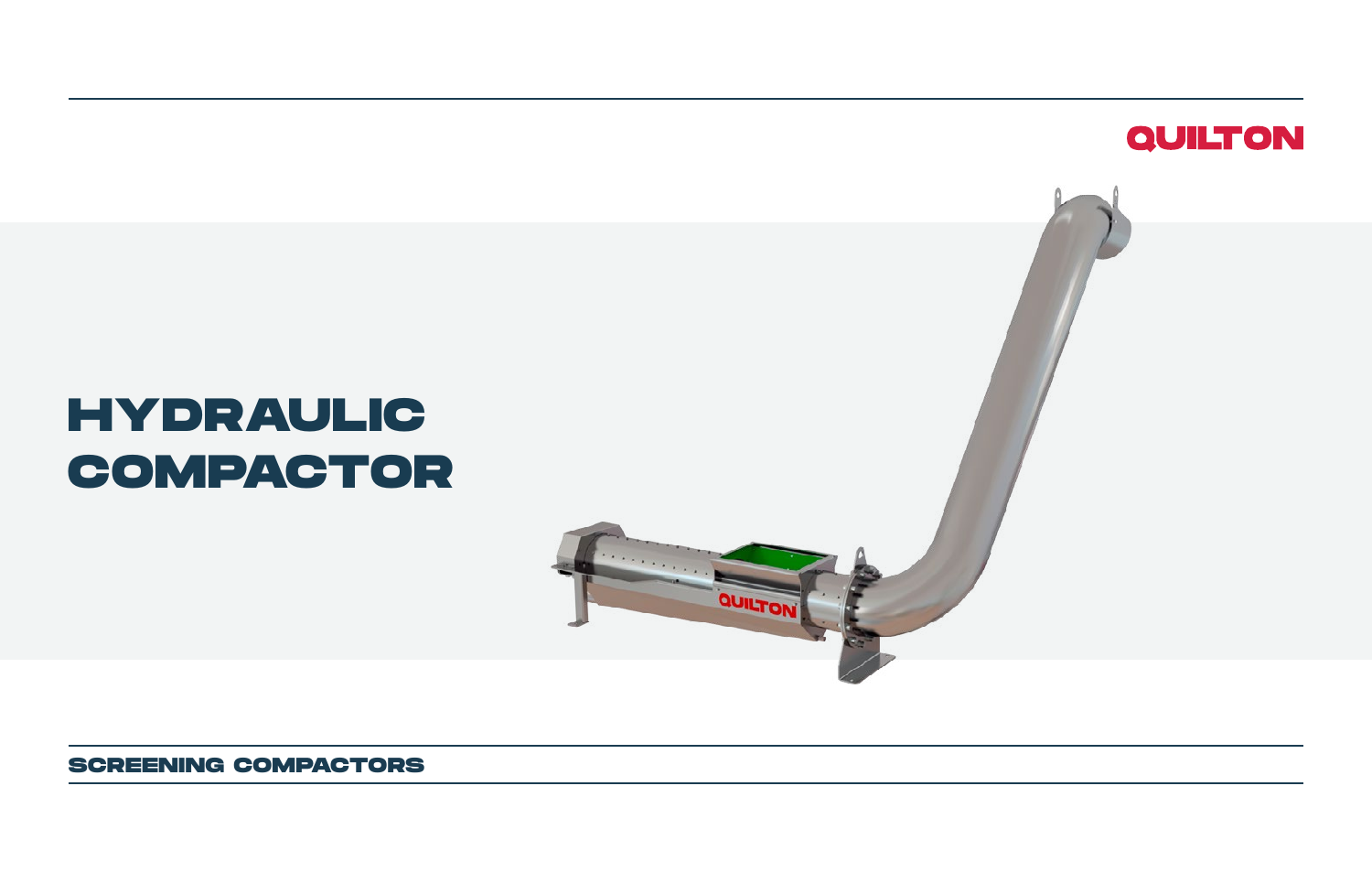QUILTON

# HYDRAULIC COMPACTOR

SCREENING COMPACTORS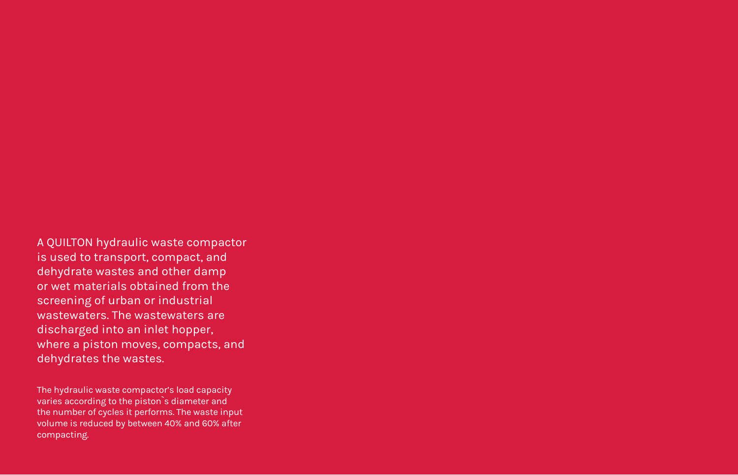A QUILTON hydraulic waste compactor is used to transport, compact, and dehydrate wastes and other damp or wet materials obtained from the screening of urban or industrial wastewaters. The wastewaters are discharged into an inlet hopper, where a piston moves, compacts, and dehydrates the wastes.

The hydraulic waste compactor's load capacity varies according to the piston`s diameter and the number of cycles it performs. The waste input volume is reduced by between 40% and 60% after compacting.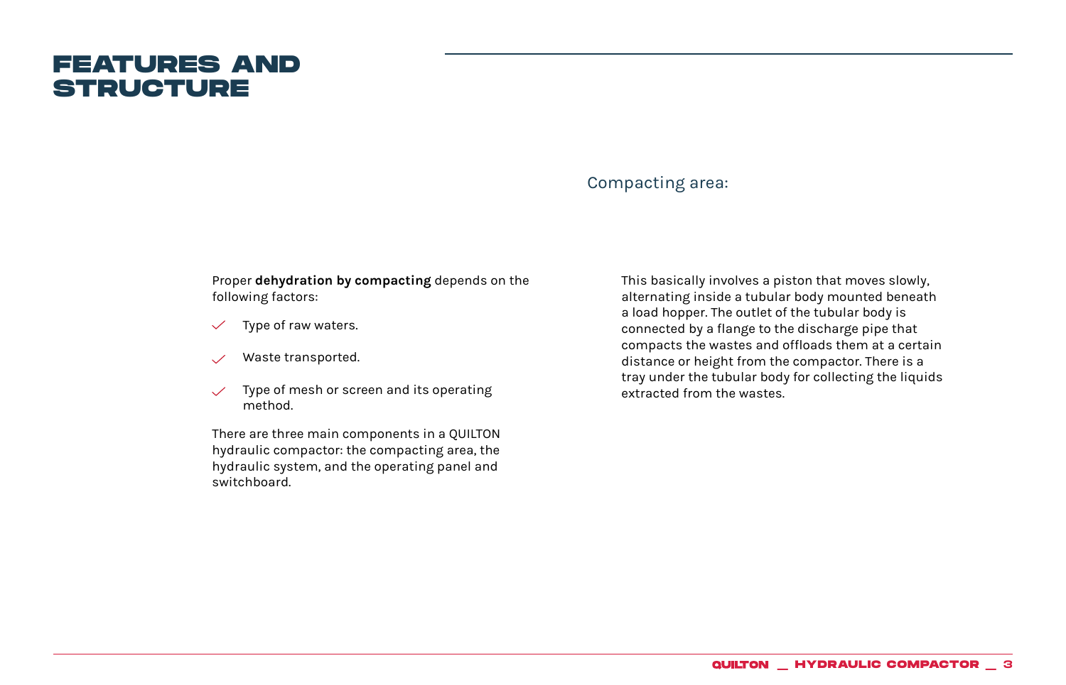# FEATURES AND STRUCTURE

Proper **dehydration by compacting** depends on the following factors:

- Type of raw waters.
- Waste transported.
- Type of mesh or screen and its operating method.

There are three main components in a QUILTON hydraulic compactor: the compacting area, the hydraulic system, and the operating panel and switchboard.

## Compacting area:

This basically involves a piston that moves slowly, alternating inside a tubular body mounted beneath a load hopper. The outlet of the tubular body is connected by a flange to the discharge pipe that compacts the wastes and offloads them at a certain distance or height from the compactor. There is a tray under the tubular body for collecting the liquids extracted from the wastes.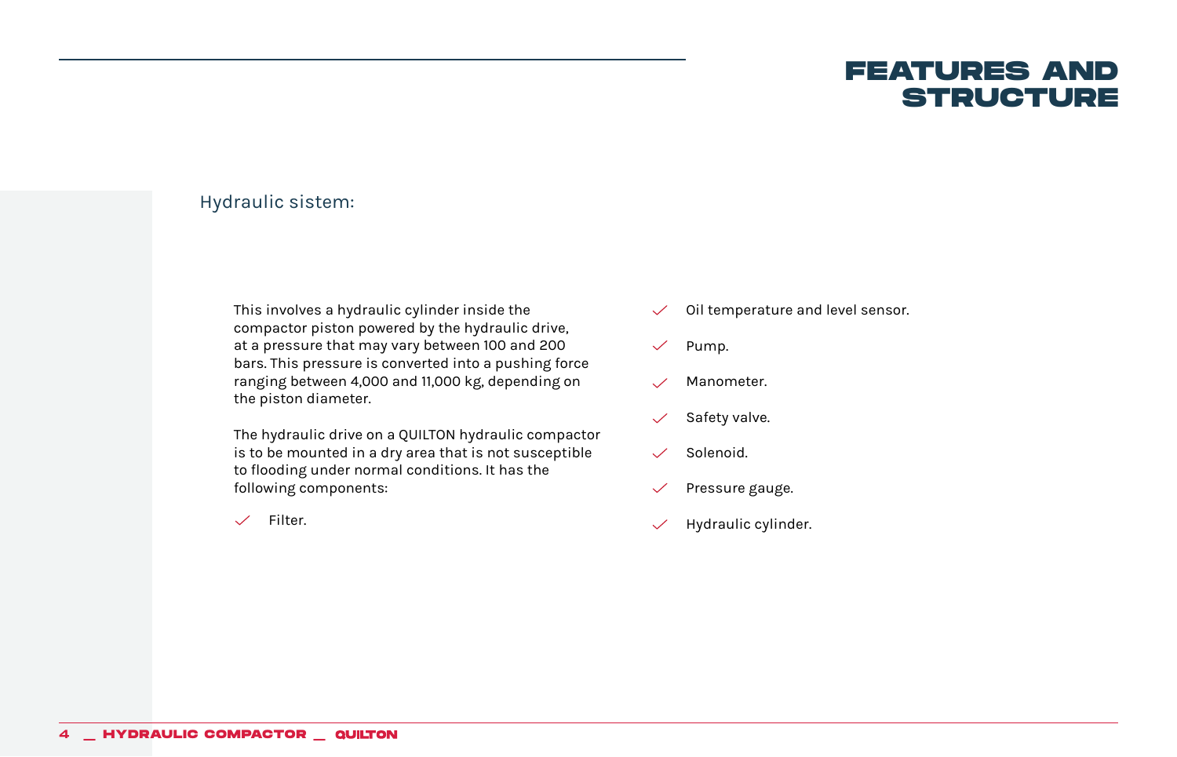# FEATURES AND STRUCTURE

## Hydraulic sistem:

This involves a hydraulic cylinder inside the compactor piston powered by the hydraulic drive, at a pressure that may vary between 100 and 200 bars. This pressure is converted into a pushing force ranging between 4,000 and 11,000 kg, depending on the piston diameter.

The hydraulic drive on a QUILTON hydraulic compactor is to be mounted in a dry area that is not susceptible to flooding under normal conditions. It has the following components:

- Filter.
- Oil temperature and level sensor.
- Pump.
- Manometer.
- Safety valve.
- Solenoid.
- Pressure gauge.
- Hydraulic cylinder.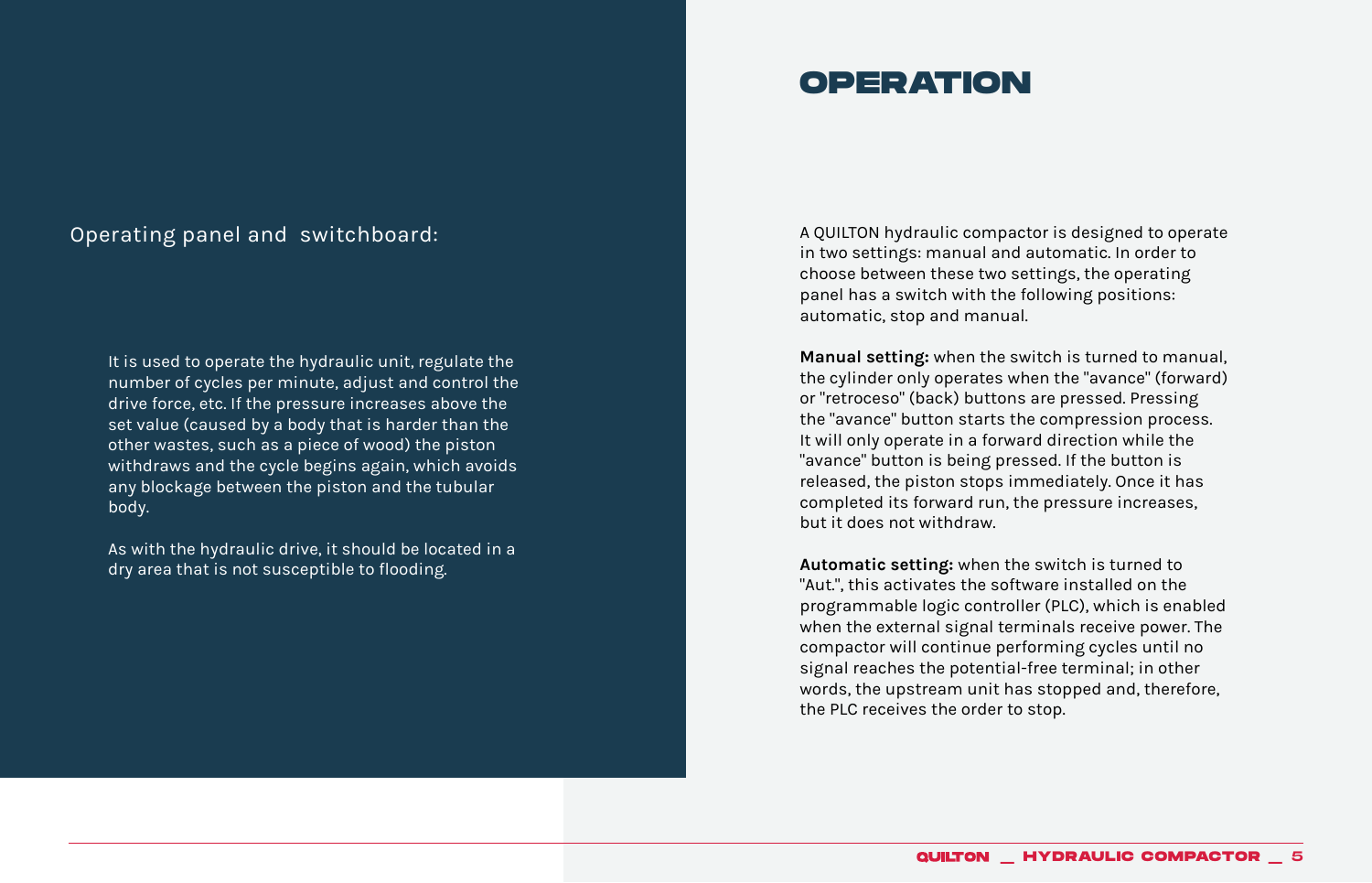Operating panel and switchboard:

It is used to operate the hydraulic unit, regulate the number of cycles per minute, adjust and control the drive force, etc. If the pressure increases above the set value (caused by a body that is harder than the other wastes, such as a piece of wood) the piston withdraws and the cycle begins again, which avoids any blockage between the piston and the tubular body.

As with the hydraulic drive, it should be located in a dry area that is not susceptible to flooding.

# OPERATION

A QUILTON hydraulic compactor is designed to operate in two settings: manual and automatic. In order to choose between these two settings, the operating panel has a switch with the following positions: automatic, stop and manual.

**Manual setting:** when the switch is turned to manual, the cylinder only operates when the "avance" (forward) or "retroceso" (back) buttons are pressed. Pressing the "avance" button starts the compression process. It will only operate in a forward direction while the "avance" button is being pressed. If the button is released, the piston stops immediately. Once it has completed its forward run, the pressure increases, but it does not withdraw.

**Automatic setting:** when the switch is turned to "Aut.", this activates the software installed on the programmable logic controller (PLC), which is enabled when the external signal terminals receive power. The compactor will continue performing cycles until no signal reaches the potential-free terminal; in other words, the upstream unit has stopped and, therefore, the PLC receives the order to stop.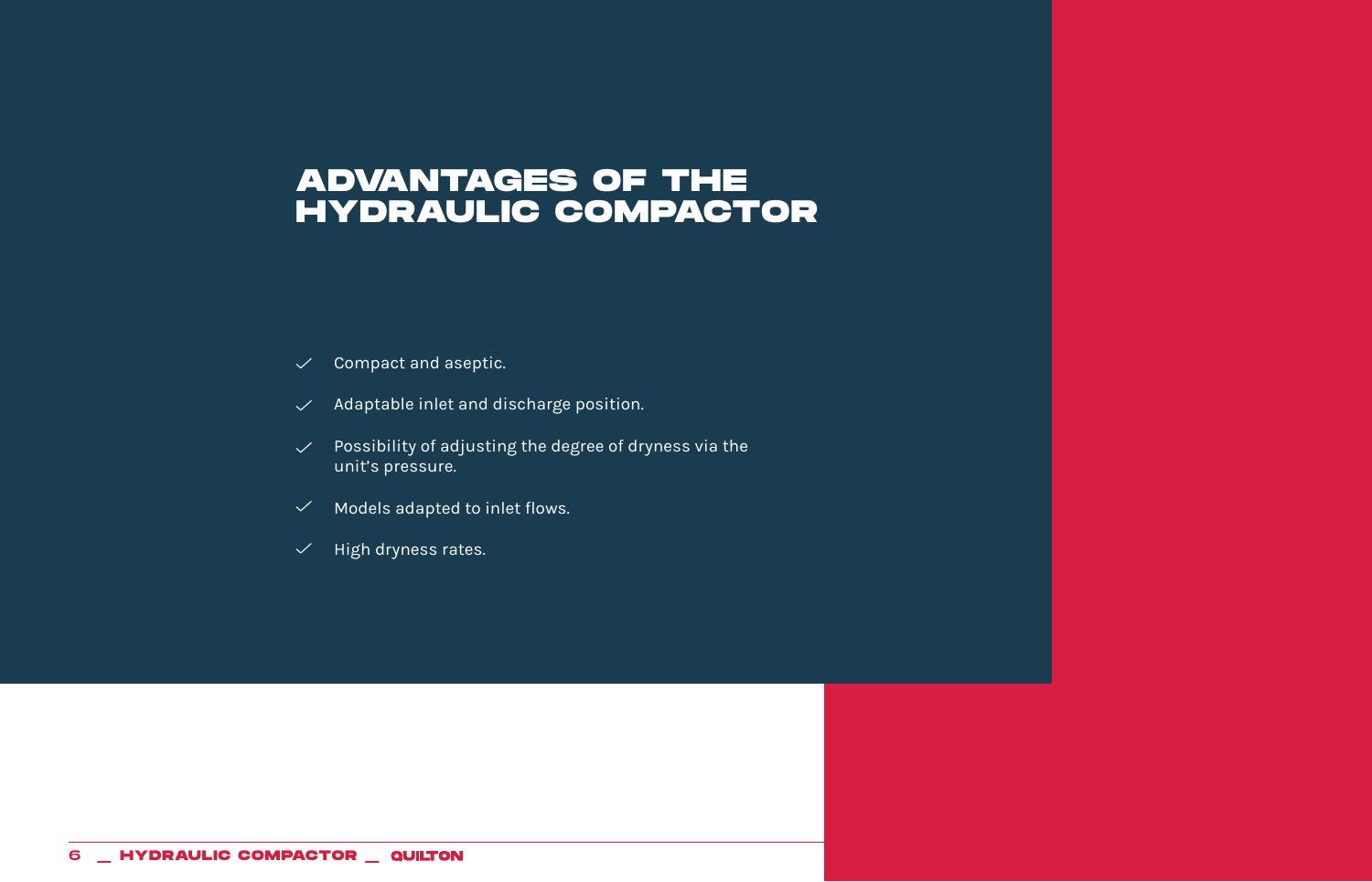# ADVANTAGES OF THE HYDRAULIC COMPACTOR

- Compact and aseptic.
- Adaptable inlet and discharge position.
- Possibility of adjusting the degree of dryness via the unit's pressure.
- Models adapted to inlet flows.
- High dryness rates.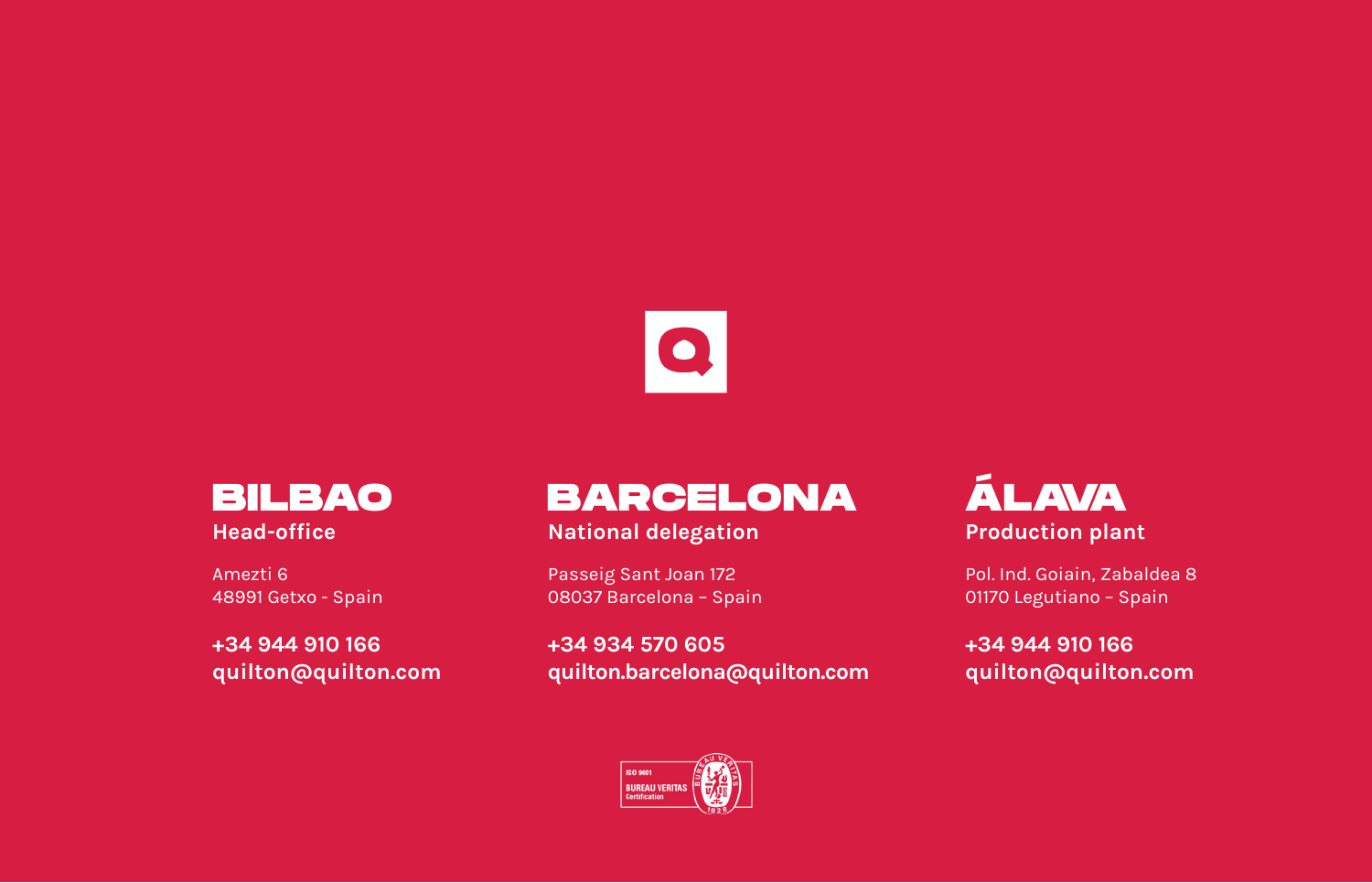## BILBAO

**Head-office**

Amezti 6
48991 Getxo - Spain

**+34 944 910 166**
**quilton@quilton.com**

## BARCELONA

**National delegation**

Passeig Sant Joan 172
08037 Barcelona - Spain

**+34 934 570 605**
**quilton.barcelona@quilton.com**

## ÁLAVA

**Production plant**

Pol. Ind. Goiain, Zabaldea 8
01170 Legutiano - Spain

**+34 944 910 166**
**quilton@quilton.com**

ISO 9001
BUREAU VERITAS
Certification